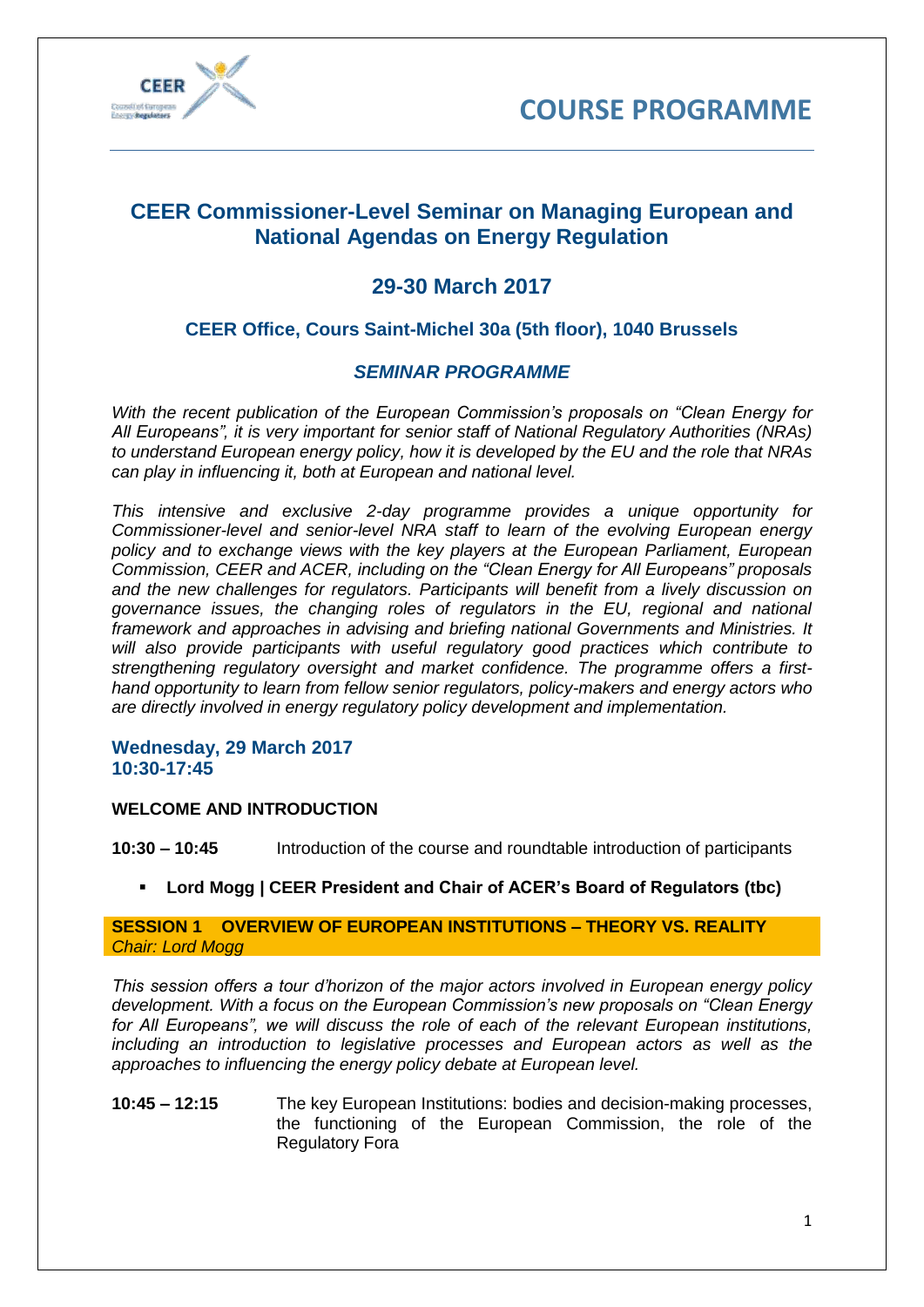# COURSE PROGRAMME

## CEER Commissioner-Level Seminar on Managing European and National Agendas on Energy Regulation

## 29-30 March 2017

### CEER Office, Cours Saint-Michel 30a (5th floor), 1040 Brussels

### *SEMINAR PROGRAMME*

*With the recent publication of the European Commission's proposals on "Clean Energy for All Europeans", it is very important for senior staff of National Regulatory Authorities (NRAs) to understand European energy policy, how it is developed by the EU and the role that NRAs can play in influencing it, both at European and national level.*

*This intensive and exclusive 2-day programme provides a unique opportunity for Commissioner-level and senior-level NRA staff to learn of the evolving European energy policy and to exchange views with the key players at the European Parliament, European Commission, CEER and ACER, including on the "Clean Energy for All Europeans" proposals and the new challenges for regulators. Participants will benefit from a lively discussion on governance issues, the changing roles of regulators in the EU, regional and national framework and approaches in advising and briefing national Governments and Ministries. It will also provide participants with useful regulatory good practices which contribute to strengthening regulatory oversight and market confidence. The programme offers a first-hand opportunity to learn from fellow senior regulators, policy-makers and energy actors who are directly involved in energy regulatory policy development and implementation.*

### Wednesday, 29 March 2017
### 10:30-17:45

**WELCOME AND INTRODUCTION**

**10:30 – 10:45** Introduction of the course and roundtable introduction of participants

- **Lord Mogg | CEER President and Chair of ACER's Board of Regulators (tbc)**

**SESSION 1 OVERVIEW OF EUROPEAN INSTITUTIONS – THEORY VS. REALITY**
*Chair: Lord Mogg*

*This session offers a tour d'horizon of the major actors involved in European energy policy development. With a focus on the European Commission's new proposals on "Clean Energy for All Europeans", we will discuss the role of each of the relevant European institutions, including an introduction to legislative processes and European actors as well as the approaches to influencing the energy policy debate at European level.*

**10:45 – 12:15** The key European Institutions: bodies and decision-making processes, the functioning of the European Commission, the role of the Regulatory Fora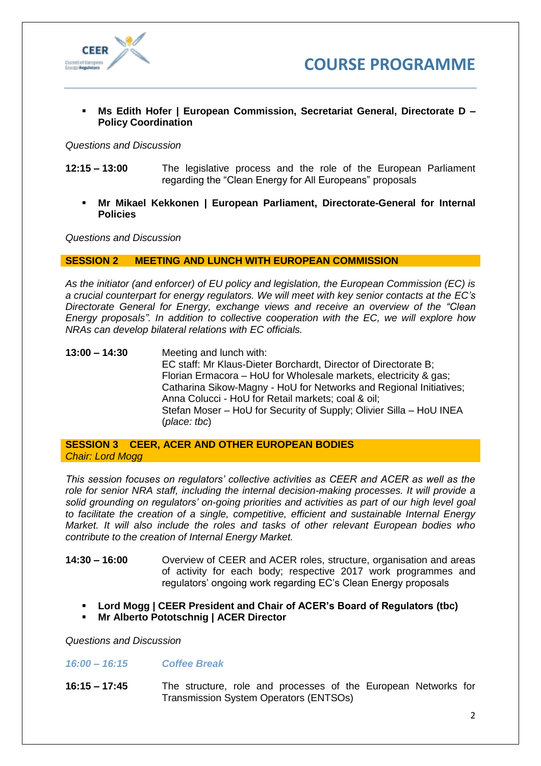- **Ms Edith Hofer | European Commission, Secretariat General, Directorate D – Policy Coordination**

*Questions and Discussion*

**12:15 – 13:00** The legislative process and the role of the European Parliament regarding the "Clean Energy for All Europeans" proposals

- **Mr Mikael Kekkonen | European Parliament, Directorate-General for Internal Policies**

*Questions and Discussion*

## SESSION 2 MEETING AND LUNCH WITH EUROPEAN COMMISSION

*As the initiator (and enforcer) of EU policy and legislation, the European Commission (EC) is a crucial counterpart for energy regulators. We will meet with key senior contacts at the EC's Directorate General for Energy, exchange views and receive an overview of the "Clean Energy proposals". In addition to collective cooperation with the EC, we will explore how NRAs can develop bilateral relations with EC officials.*

**13:00 – 14:30** Meeting and lunch with:
EC staff: Mr Klaus-Dieter Borchardt, Director of Directorate B;
Florian Ermacora – HoU for Wholesale markets, electricity & gas;
Catharina Sikow-Magny - HoU for Networks and Regional Initiatives;
Anna Colucci - HoU for Retail markets; coal & oil;
Stefan Moser – HoU for Security of Supply; Olivier Silla – HoU INEA
(*place: tbc*)

## SESSION 3 CEER, ACER AND OTHER EUROPEAN BODIES

*Chair: Lord Mogg*

*This session focuses on regulators' collective activities as CEER and ACER as well as the role for senior NRA staff, including the internal decision-making processes. It will provide a solid grounding on regulators' on-going priorities and activities as part of our high level goal to facilitate the creation of a single, competitive, efficient and sustainable Internal Energy Market. It will also include the roles and tasks of other relevant European bodies who contribute to the creation of Internal Energy Market.*

**14:30 – 16:00** Overview of CEER and ACER roles, structure, organisation and areas of activity for each body; respective 2017 work programmes and regulators' ongoing work regarding EC's Clean Energy proposals

- **Lord Mogg | CEER President and Chair of ACER's Board of Regulators (tbc)**
- **Mr Alberto Pototschnig | ACER Director**

*Questions and Discussion*

***16:00 – 16:15*** ***Coffee Break***

**16:15 – 17:45** The structure, role and processes of the European Networks for Transmission System Operators (ENTSOs)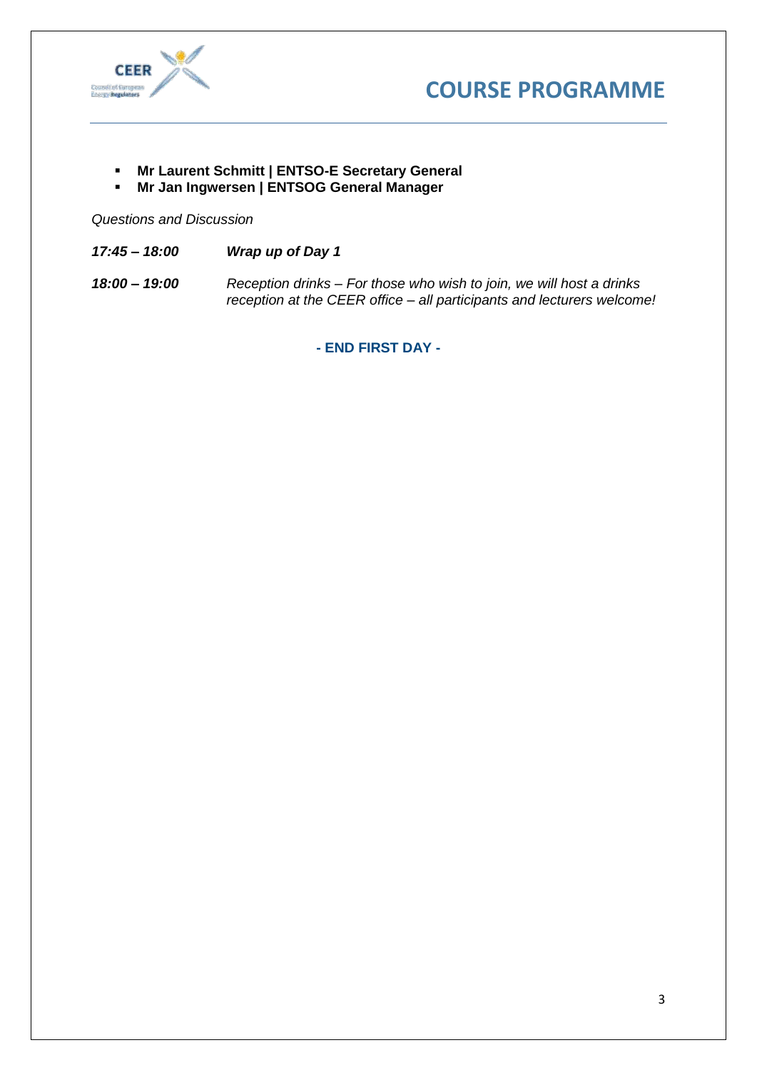- **Mr Laurent Schmitt | ENTSO-E Secretary General**
- **Mr Jan Ingwersen | ENTSOG General Manager**

*Questions and Discussion*

***17:45 – 18:00*** ***Wrap up of Day 1***

***18:00 – 19:00*** *Reception drinks – For those who wish to join, we will host a drinks reception at the CEER office – all participants and lecturers welcome!*

**- END FIRST DAY -**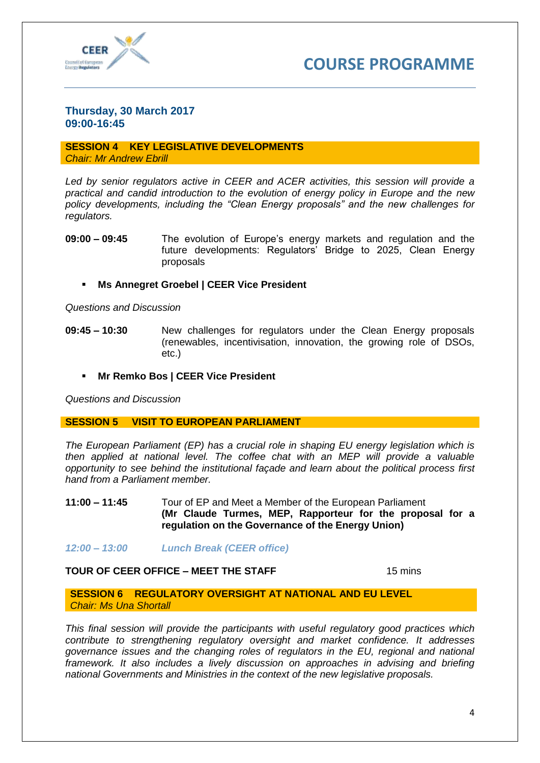# COURSE PROGRAMME

**Thursday, 30 March 2017**
**09:00-16:45**

## SESSION 4 KEY LEGISLATIVE DEVELOPMENTS

*Chair: Mr Andrew Ebrill*

*Led by senior regulators active in CEER and ACER activities, this session will provide a practical and candid introduction to the evolution of energy policy in Europe and the new policy developments, including the "Clean Energy proposals" and the new challenges for regulators.*

**09:00 – 09:45** The evolution of Europe's energy markets and regulation and the future developments: Regulators' Bridge to 2025, Clean Energy proposals

- **Ms Annegret Groebel | CEER Vice President**

*Questions and Discussion*

**09:45 – 10:30** New challenges for regulators under the Clean Energy proposals (renewables, incentivisation, innovation, the growing role of DSOs, etc.)

- **Mr Remko Bos | CEER Vice President**

*Questions and Discussion*

## SESSION 5 VISIT TO EUROPEAN PARLIAMENT

*The European Parliament (EP) has a crucial role in shaping EU energy legislation which is then applied at national level. The coffee chat with an MEP will provide a valuable opportunity to see behind the institutional façade and learn about the political process first hand from a Parliament member.*

**11:00 – 11:45** Tour of EP and Meet a Member of the European Parliament **(Mr Claude Turmes, MEP, Rapporteur for the proposal for a regulation on the Governance of the Energy Union)**

***12:00 – 13:00*** ***Lunch Break (CEER office)***

**TOUR OF CEER OFFICE – MEET THE STAFF** 15 mins

## SESSION 6 REGULATORY OVERSIGHT AT NATIONAL AND EU LEVEL

*Chair: Ms Una Shortall*

*This final session will provide the participants with useful regulatory good practices which contribute to strengthening regulatory oversight and market confidence. It addresses governance issues and the changing roles of regulators in the EU, regional and national framework. It also includes a lively discussion on approaches in advising and briefing national Governments and Ministries in the context of the new legislative proposals.*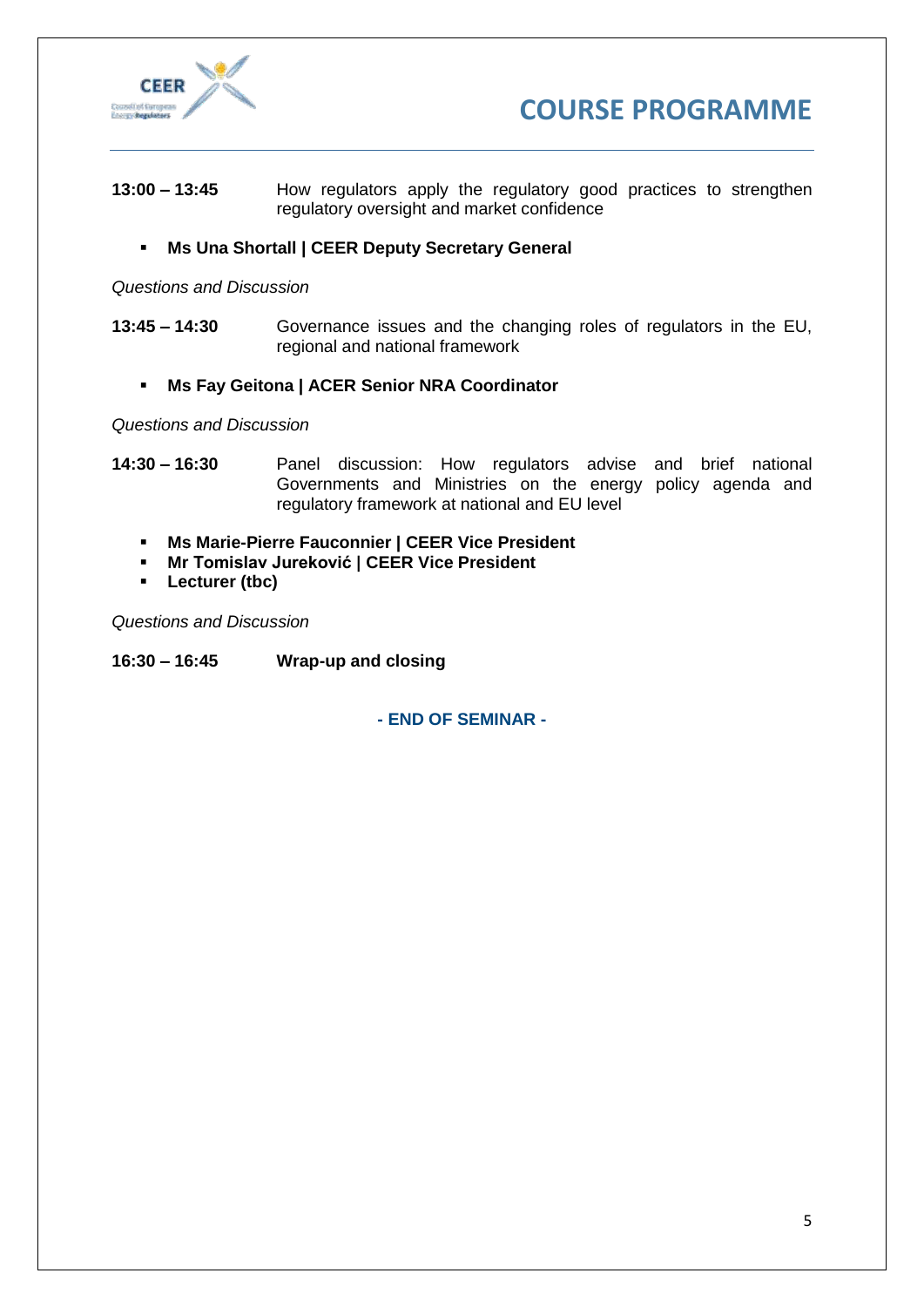# COURSE PROGRAMME

**13:00 – 13:45** How regulators apply the regulatory good practices to strengthen regulatory oversight and market confidence

- **Ms Una Shortall | CEER Deputy Secretary General**

*Questions and Discussion*

**13:45 – 14:30** Governance issues and the changing roles of regulators in the EU, regional and national framework

- **Ms Fay Geitona | ACER Senior NRA Coordinator**

*Questions and Discussion*

**14:30 – 16:30** Panel discussion: How regulators advise and brief national Governments and Ministries on the energy policy agenda and regulatory framework at national and EU level

- **Ms Marie-Pierre Fauconnier | CEER Vice President**
- **Mr Tomislav Jureković | CEER Vice President**
- **Lecturer (tbc)**

*Questions and Discussion*

**16:30 – 16:45** **Wrap-up and closing**

**- END OF SEMINAR -**